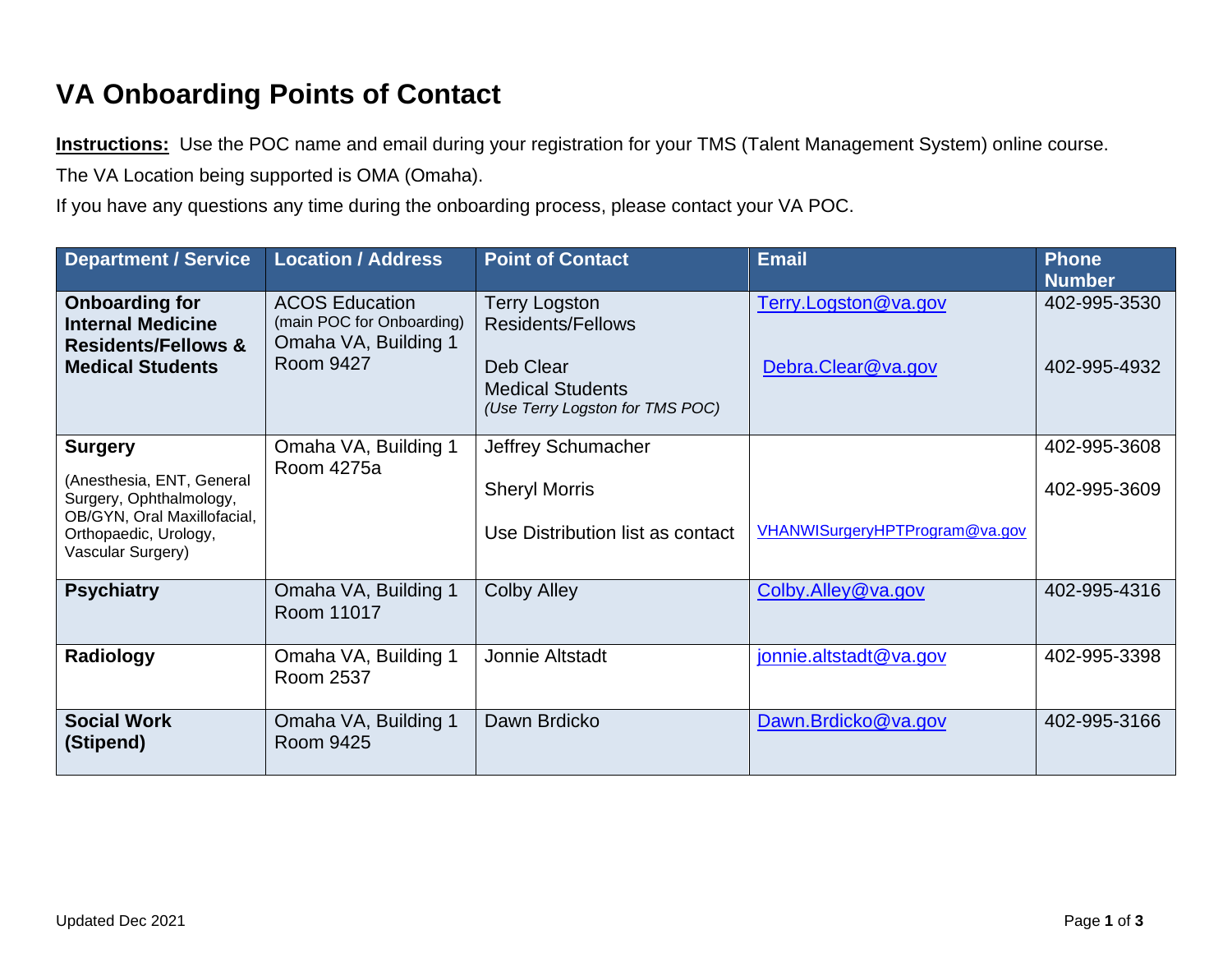# VA Onboarding Points of Contact

**Instructions:** Use the POC name and email during your registration for your TMS (Talent Management System) online course.

The VA Location being supported is OMA (Omaha).

If you have any questions any time during the onboarding process, please contact your VA POC.

| Department / Service | Location / Address | Point of Contact | Email | Phone Number |
|---|---|---|---|---|
| **Onboarding for Internal Medicine Residents/Fellows & Medical Students** | ACOS Education (main POC for Onboarding) Omaha VA, Building 1 Room 9427 | Terry Logston Residents/Fellows<br><br>Deb Clear Medical Students *(Use Terry Logston for TMS POC)* | Terry.Logston@va.gov<br><br>Debra.Clear@va.gov | 402-995-3530<br><br>402-995-4932 |
| **Surgery**<br>(Anesthesia, ENT, General Surgery, Ophthalmology, OB/GYN, Oral Maxillofacial, Orthopaedic, Urology, Vascular Surgery) | Omaha VA, Building 1 Room 4275a | Jeffrey Schumacher<br><br>Sheryl Morris<br><br>Use Distribution list as contact | <br><br><br><br>VHANWISurgeryHPTProgram@va.gov | 402-995-3608<br><br>402-995-3609 |
| **Psychiatry** | Omaha VA, Building 1 Room 11017 | Colby Alley | Colby.Alley@va.gov | 402-995-4316 |
| **Radiology** | Omaha VA, Building 1 Room 2537 | Jonnie Altstadt | jonnie.altstadt@va.gov | 402-995-3398 |
| **Social Work (Stipend)** | Omaha VA, Building 1 Room 9425 | Dawn Brdicko | Dawn.Brdicko@va.gov | 402-995-3166 |

Updated Dec 2021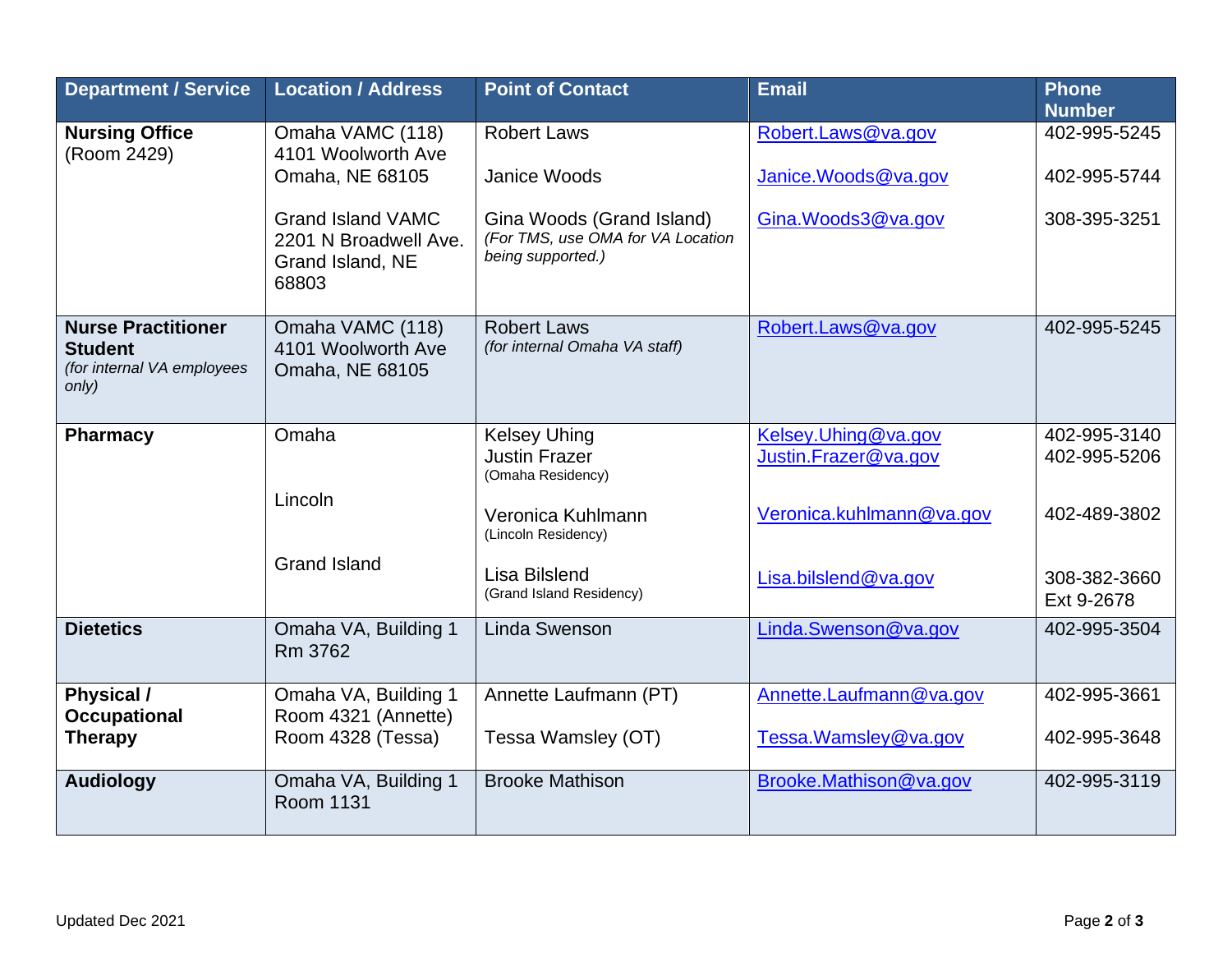| Department / Service | Location / Address | Point of Contact | Email | Phone Number |
|---|---|---|---|---|
| **Nursing Office** (Room 2429) | Omaha VAMC (118) 4101 Woolworth Ave Omaha, NE 68105<br><br>Grand Island VAMC 2201 N Broadwell Ave. Grand Island, NE 68803 | Robert Laws<br><br>Janice Woods<br><br>Gina Woods (Grand Island) *(For TMS, use OMA for VA Location being supported.)* | Robert.Laws@va.gov<br><br>Janice.Woods@va.gov<br><br>Gina.Woods3@va.gov | 402-995-5245<br><br>402-995-5744<br><br>308-395-3251 |
| **Nurse Practitioner Student** *(for internal VA employees only)* | Omaha VAMC (118) 4101 Woolworth Ave Omaha, NE 68105 | Robert Laws *(for internal Omaha VA staff)* | Robert.Laws@va.gov | 402-995-5245 |
| **Pharmacy** | Omaha<br><br>Lincoln<br><br>Grand Island | Kelsey Uhing<br>Justin Frazer (Omaha Residency)<br><br>Veronica Kuhlmann (Lincoln Residency)<br><br>Lisa Bilslend (Grand Island Residency) | Kelsey.Uhing@va.gov<br>Justin.Frazer@va.gov<br><br>Veronica.kuhlmann@va.gov<br><br>Lisa.bilslend@va.gov | 402-995-3140<br>402-995-5206<br><br>402-489-3802<br><br>308-382-3660 Ext 9-2678 |
| **Dietetics** | Omaha VA, Building 1 Rm 3762 | Linda Swenson | Linda.Swenson@va.gov | 402-995-3504 |
| **Physical / Occupational Therapy** | Omaha VA, Building 1 Room 4321 (Annette) Room 4328 (Tessa) | Annette Laufmann (PT)<br><br>Tessa Wamsley (OT) | Annette.Laufmann@va.gov<br><br>Tessa.Wamsley@va.gov | 402-995-3661<br><br>402-995-3648 |
| **Audiology** | Omaha VA, Building 1 Room 1131 | Brooke Mathison | Brooke.Mathison@va.gov | 402-995-3119 |

Updated Dec 2021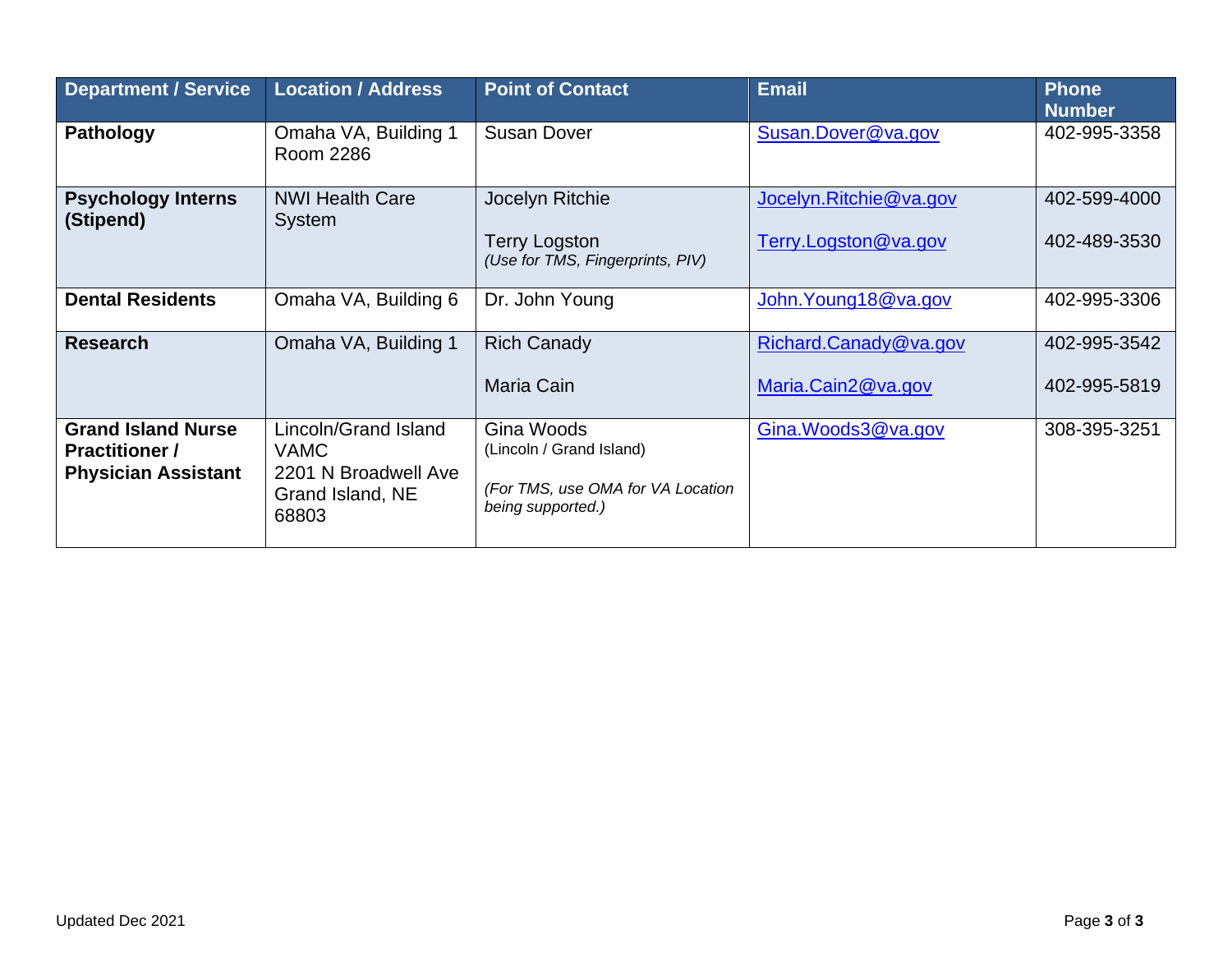| Department / Service | Location / Address | Point of Contact | Email | Phone Number |
|---|---|---|---|---|
| **Pathology** | Omaha VA, Building 1 Room 2286 | Susan Dover | Susan.Dover@va.gov | 402-995-3358 |
| **Psychology Interns (Stipend)** | NWI Health Care System | Jocelyn Ritchie<br><br>Terry Logston<br>*(Use for TMS, Fingerprints, PIV)* | Jocelyn.Ritchie@va.gov<br><br>Terry.Logston@va.gov | 402-599-4000<br><br>402-489-3530 |
| **Dental Residents** | Omaha VA, Building 6 | Dr. John Young | John.Young18@va.gov | 402-995-3306 |
| **Research** | Omaha VA, Building 1 | Rich Canady<br><br>Maria Cain | Richard.Canady@va.gov<br><br>Maria.Cain2@va.gov | 402-995-3542<br><br>402-995-5819 |
| **Grand Island Nurse Practitioner / Physician Assistant** | Lincoln/Grand Island VAMC<br>2201 N Broadwell Ave<br>Grand Island, NE 68803 | Gina Woods<br>(Lincoln / Grand Island)<br><br>*(For TMS, use OMA for VA Location being supported.)* | Gina.Woods3@va.gov | 308-395-3251 |

Updated Dec 2021